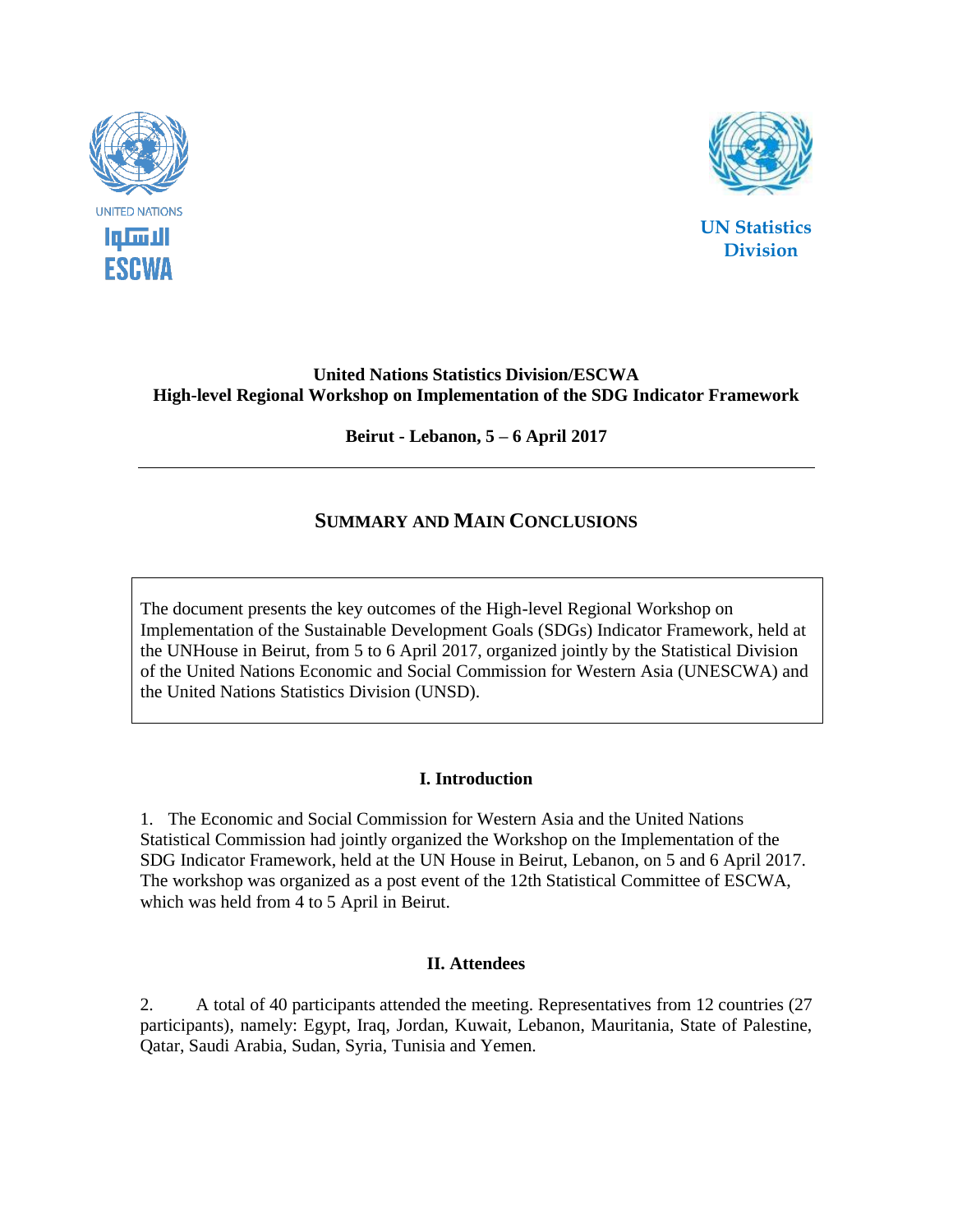UNITED NATIONS
الاسكوا
ESCWA

UN Statistics Division

**United Nations Statistics Division/ESCWA**
**High-level Regional Workshop on Implementation of the SDG Indicator Framework**

**Beirut - Lebanon, 5 – 6 April 2017**

---

## SUMMARY AND MAIN CONCLUSIONS

The document presents the key outcomes of the High-level Regional Workshop on Implementation of the Sustainable Development Goals (SDGs) Indicator Framework, held at the UNHouse in Beirut, from 5 to 6 April 2017, organized jointly by the Statistical Division of the United Nations Economic and Social Commission for Western Asia (UNESCWA) and the United Nations Statistics Division (UNSD).

### I. Introduction

1. The Economic and Social Commission for Western Asia and the United Nations Statistical Commission had jointly organized the Workshop on the Implementation of the SDG Indicator Framework, held at the UN House in Beirut, Lebanon, on 5 and 6 April 2017. The workshop was organized as a post event of the 12th Statistical Committee of ESCWA, which was held from 4 to 5 April in Beirut.

### II. Attendees

2. A total of 40 participants attended the meeting. Representatives from 12 countries (27 participants), namely: Egypt, Iraq, Jordan, Kuwait, Lebanon, Mauritania, State of Palestine, Qatar, Saudi Arabia, Sudan, Syria, Tunisia and Yemen.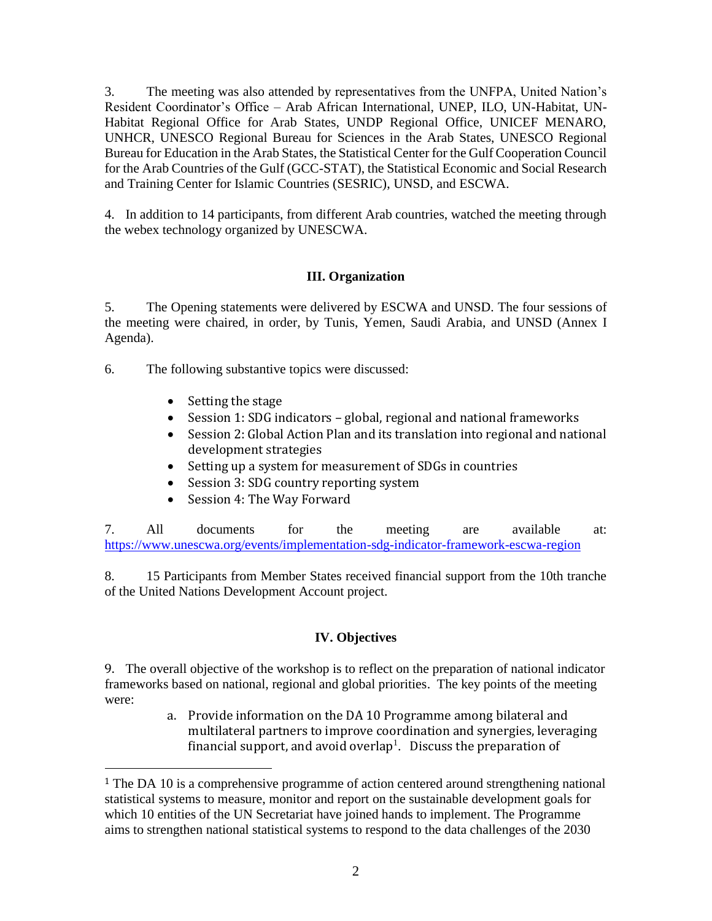3. The meeting was also attended by representatives from the UNFPA, United Nation's Resident Coordinator's Office – Arab African International, UNEP, ILO, UN-Habitat, UN-Habitat Regional Office for Arab States, UNDP Regional Office, UNICEF MENARO, UNHCR, UNESCO Regional Bureau for Sciences in the Arab States, UNESCO Regional Bureau for Education in the Arab States, the Statistical Center for the Gulf Cooperation Council for the Arab Countries of the Gulf (GCC-STAT), the Statistical Economic and Social Research and Training Center for Islamic Countries (SESRIC), UNSD, and ESCWA.

4. In addition to 14 participants, from different Arab countries, watched the meeting through the webex technology organized by UNESCWA.

## III. Organization

5. The Opening statements were delivered by ESCWA and UNSD. The four sessions of the meeting were chaired, in order, by Tunis, Yemen, Saudi Arabia, and UNSD (Annex I Agenda).

6. The following substantive topics were discussed:

- Setting the stage
- Session 1: SDG indicators – global, regional and national frameworks
- Session 2: Global Action Plan and its translation into regional and national development strategies
- Setting up a system for measurement of SDGs in countries
- Session 3: SDG country reporting system
- Session 4: The Way Forward

7. All documents for the meeting are available at: https://www.unescwa.org/events/implementation-sdg-indicator-framework-escwa-region

8. 15 Participants from Member States received financial support from the 10th tranche of the United Nations Development Account project.

## IV. Objectives

9. The overall objective of the workshop is to reflect on the preparation of national indicator frameworks based on national, regional and global priorities. The key points of the meeting were:

a. Provide information on the DA 10 Programme among bilateral and multilateral partners to improve coordination and synergies, leveraging financial support, and avoid overlap[1]. Discuss the preparation of

[1] The DA 10 is a comprehensive programme of action centered around strengthening national statistical systems to measure, monitor and report on the sustainable development goals for which 10 entities of the UN Secretariat have joined hands to implement. The Programme aims to strengthen national statistical systems to respond to the data challenges of the 2030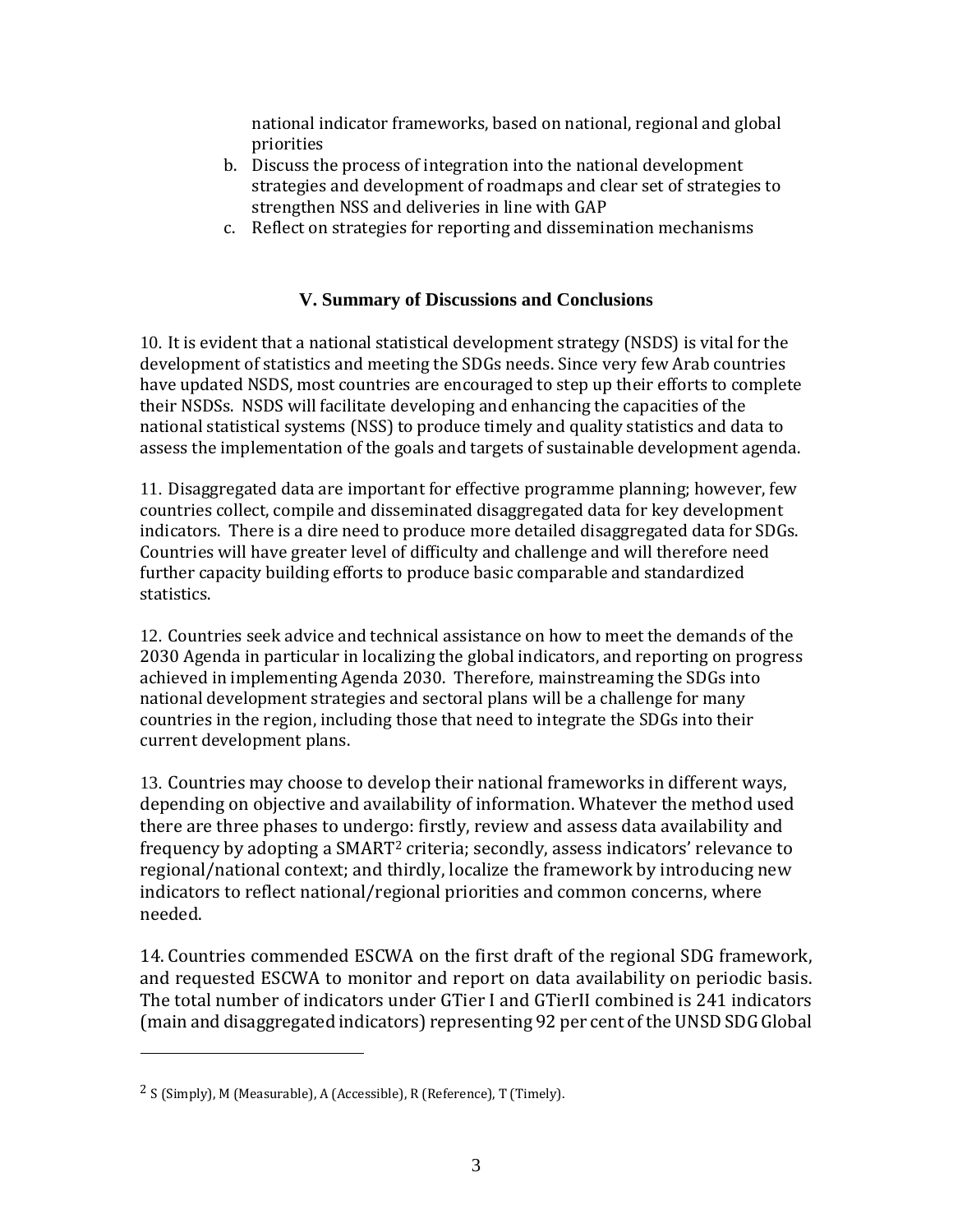national indicator frameworks, based on national, regional and global priorities

b. Discuss the process of integration into the national development strategies and development of roadmaps and clear set of strategies to strengthen NSS and deliveries in line with GAP
c. Reflect on strategies for reporting and dissemination mechanisms

## V. Summary of Discussions and Conclusions

10. It is evident that a national statistical development strategy (NSDS) is vital for the development of statistics and meeting the SDGs needs. Since very few Arab countries have updated NSDS, most countries are encouraged to step up their efforts to complete their NSDSs. NSDS will facilitate developing and enhancing the capacities of the national statistical systems (NSS) to produce timely and quality statistics and data to assess the implementation of the goals and targets of sustainable development agenda.

11. Disaggregated data are important for effective programme planning; however, few countries collect, compile and disseminated disaggregated data for key development indicators. There is a dire need to produce more detailed disaggregated data for SDGs. Countries will have greater level of difficulty and challenge and will therefore need further capacity building efforts to produce basic comparable and standardized statistics.

12. Countries seek advice and technical assistance on how to meet the demands of the 2030 Agenda in particular in localizing the global indicators, and reporting on progress achieved in implementing Agenda 2030. Therefore, mainstreaming the SDGs into national development strategies and sectoral plans will be a challenge for many countries in the region, including those that need to integrate the SDGs into their current development plans.

13. Countries may choose to develop their national frameworks in different ways, depending on objective and availability of information. Whatever the method used there are three phases to undergo: firstly, review and assess data availability and frequency by adopting a SMART[2] criteria; secondly, assess indicators' relevance to regional/national context; and thirdly, localize the framework by introducing new indicators to reflect national/regional priorities and common concerns, where needed.

14. Countries commended ESCWA on the first draft of the regional SDG framework, and requested ESCWA to monitor and report on data availability on periodic basis. The total number of indicators under GTier I and GTierII combined is 241 indicators (main and disaggregated indicators) representing 92 per cent of the UNSD SDG Global

---

[2] S (Simply), M (Measurable), A (Accessible), R (Reference), T (Timely).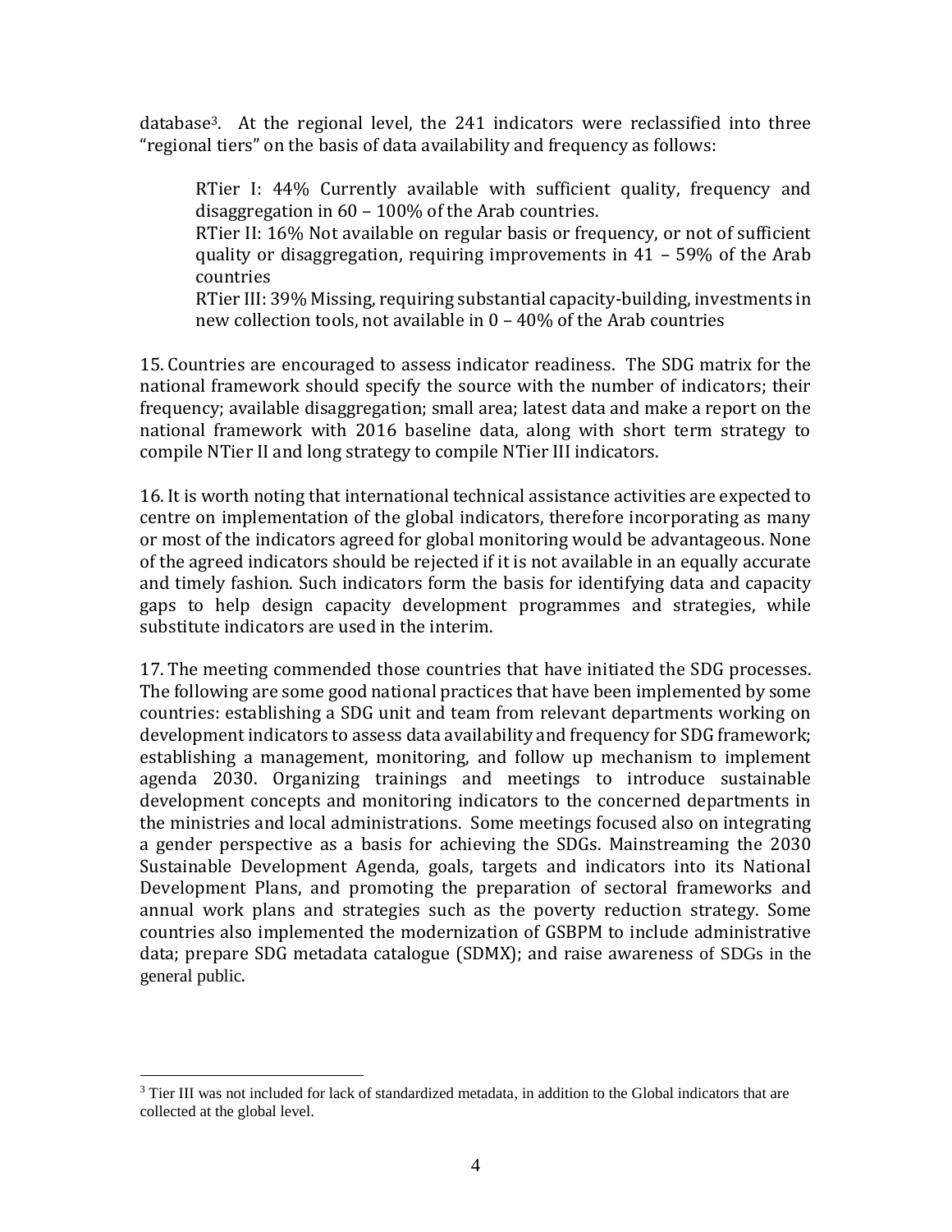database[3]. At the regional level, the 241 indicators were reclassified into three "regional tiers" on the basis of data availability and frequency as follows:

> RTier I: 44% Currently available with sufficient quality, frequency and disaggregation in 60 – 100% of the Arab countries.
> RTier II: 16% Not available on regular basis or frequency, or not of sufficient quality or disaggregation, requiring improvements in 41 – 59% of the Arab countries
> RTier III: 39% Missing, requiring substantial capacity-building, investments in new collection tools, not available in 0 – 40% of the Arab countries

15. Countries are encouraged to assess indicator readiness. The SDG matrix for the national framework should specify the source with the number of indicators; their frequency; available disaggregation; small area; latest data and make a report on the national framework with 2016 baseline data, along with short term strategy to compile NTier II and long strategy to compile NTier III indicators.

16. It is worth noting that international technical assistance activities are expected to centre on implementation of the global indicators, therefore incorporating as many or most of the indicators agreed for global monitoring would be advantageous. None of the agreed indicators should be rejected if it is not available in an equally accurate and timely fashion. Such indicators form the basis for identifying data and capacity gaps to help design capacity development programmes and strategies, while substitute indicators are used in the interim.

17. The meeting commended those countries that have initiated the SDG processes. The following are some good national practices that have been implemented by some countries: establishing a SDG unit and team from relevant departments working on development indicators to assess data availability and frequency for SDG framework; establishing a management, monitoring, and follow up mechanism to implement agenda 2030. Organizing trainings and meetings to introduce sustainable development concepts and monitoring indicators to the concerned departments in the ministries and local administrations. Some meetings focused also on integrating a gender perspective as a basis for achieving the SDGs. Mainstreaming the 2030 Sustainable Development Agenda, goals, targets and indicators into its National Development Plans, and promoting the preparation of sectoral frameworks and annual work plans and strategies such as the poverty reduction strategy. Some countries also implemented the modernization of GSBPM to include administrative data; prepare SDG metadata catalogue (SDMX); and raise awareness of SDGs in the general public.

---

[3] Tier III was not included for lack of standardized metadata, in addition to the Global indicators that are collected at the global level.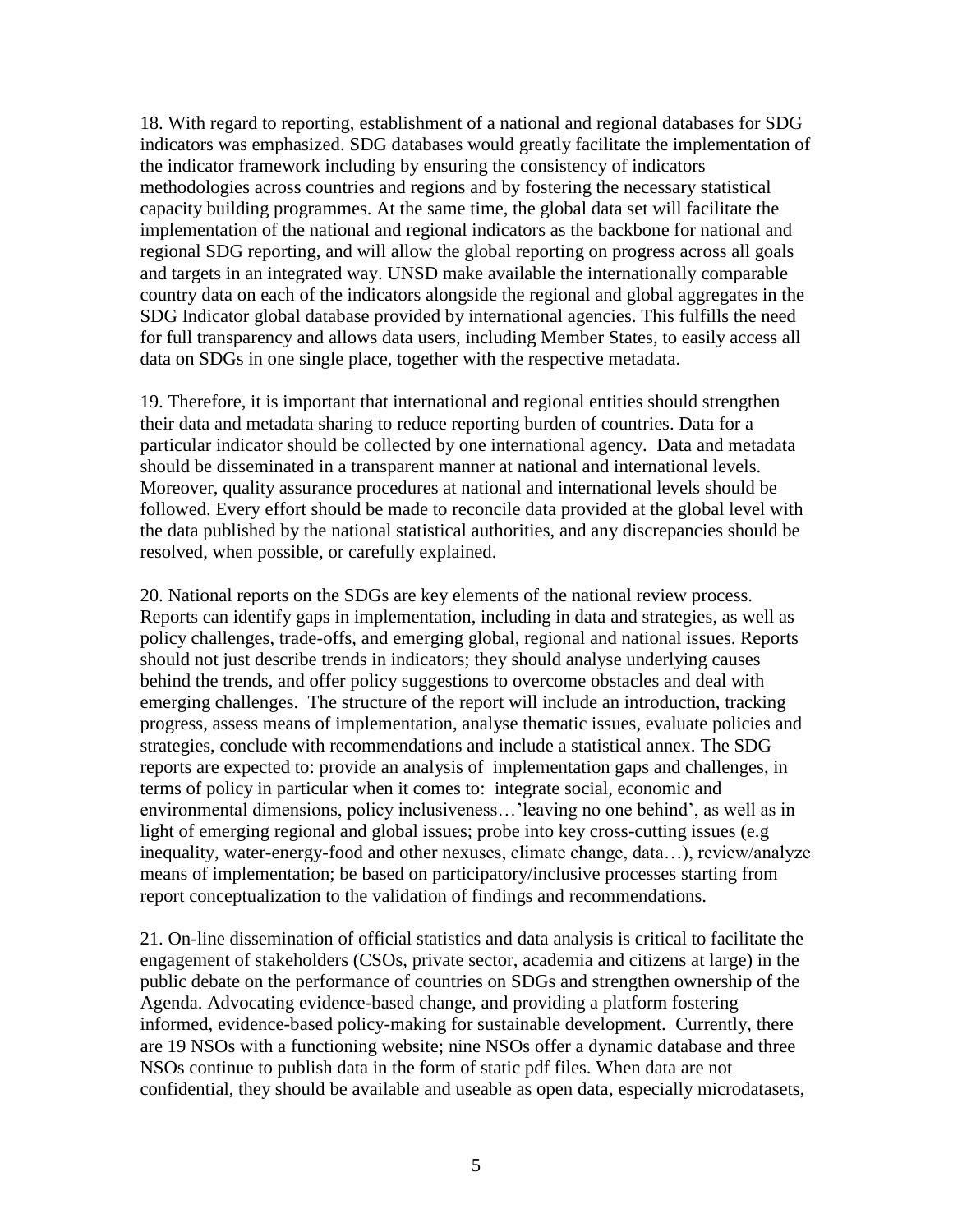18. With regard to reporting, establishment of a national and regional databases for SDG indicators was emphasized. SDG databases would greatly facilitate the implementation of the indicator framework including by ensuring the consistency of indicators methodologies across countries and regions and by fostering the necessary statistical capacity building programmes. At the same time, the global data set will facilitate the implementation of the national and regional indicators as the backbone for national and regional SDG reporting, and will allow the global reporting on progress across all goals and targets in an integrated way. UNSD make available the internationally comparable country data on each of the indicators alongside the regional and global aggregates in the SDG Indicator global database provided by international agencies. This fulfills the need for full transparency and allows data users, including Member States, to easily access all data on SDGs in one single place, together with the respective metadata.

19. Therefore, it is important that international and regional entities should strengthen their data and metadata sharing to reduce reporting burden of countries. Data for a particular indicator should be collected by one international agency. Data and metadata should be disseminated in a transparent manner at national and international levels. Moreover, quality assurance procedures at national and international levels should be followed. Every effort should be made to reconcile data provided at the global level with the data published by the national statistical authorities, and any discrepancies should be resolved, when possible, or carefully explained.

20. National reports on the SDGs are key elements of the national review process. Reports can identify gaps in implementation, including in data and strategies, as well as policy challenges, trade-offs, and emerging global, regional and national issues. Reports should not just describe trends in indicators; they should analyse underlying causes behind the trends, and offer policy suggestions to overcome obstacles and deal with emerging challenges. The structure of the report will include an introduction, tracking progress, assess means of implementation, analyse thematic issues, evaluate policies and strategies, conclude with recommendations and include a statistical annex. The SDG reports are expected to: provide an analysis of implementation gaps and challenges, in terms of policy in particular when it comes to: integrate social, economic and environmental dimensions, policy inclusiveness…'leaving no one behind', as well as in light of emerging regional and global issues; probe into key cross-cutting issues (e.g inequality, water-energy-food and other nexuses, climate change, data…), review/analyze means of implementation; be based on participatory/inclusive processes starting from report conceptualization to the validation of findings and recommendations.

21. On-line dissemination of official statistics and data analysis is critical to facilitate the engagement of stakeholders (CSOs, private sector, academia and citizens at large) in the public debate on the performance of countries on SDGs and strengthen ownership of the Agenda. Advocating evidence-based change, and providing a platform fostering informed, evidence-based policy-making for sustainable development. Currently, there are 19 NSOs with a functioning website; nine NSOs offer a dynamic database and three NSOs continue to publish data in the form of static pdf files. When data are not confidential, they should be available and useable as open data, especially microdatasets,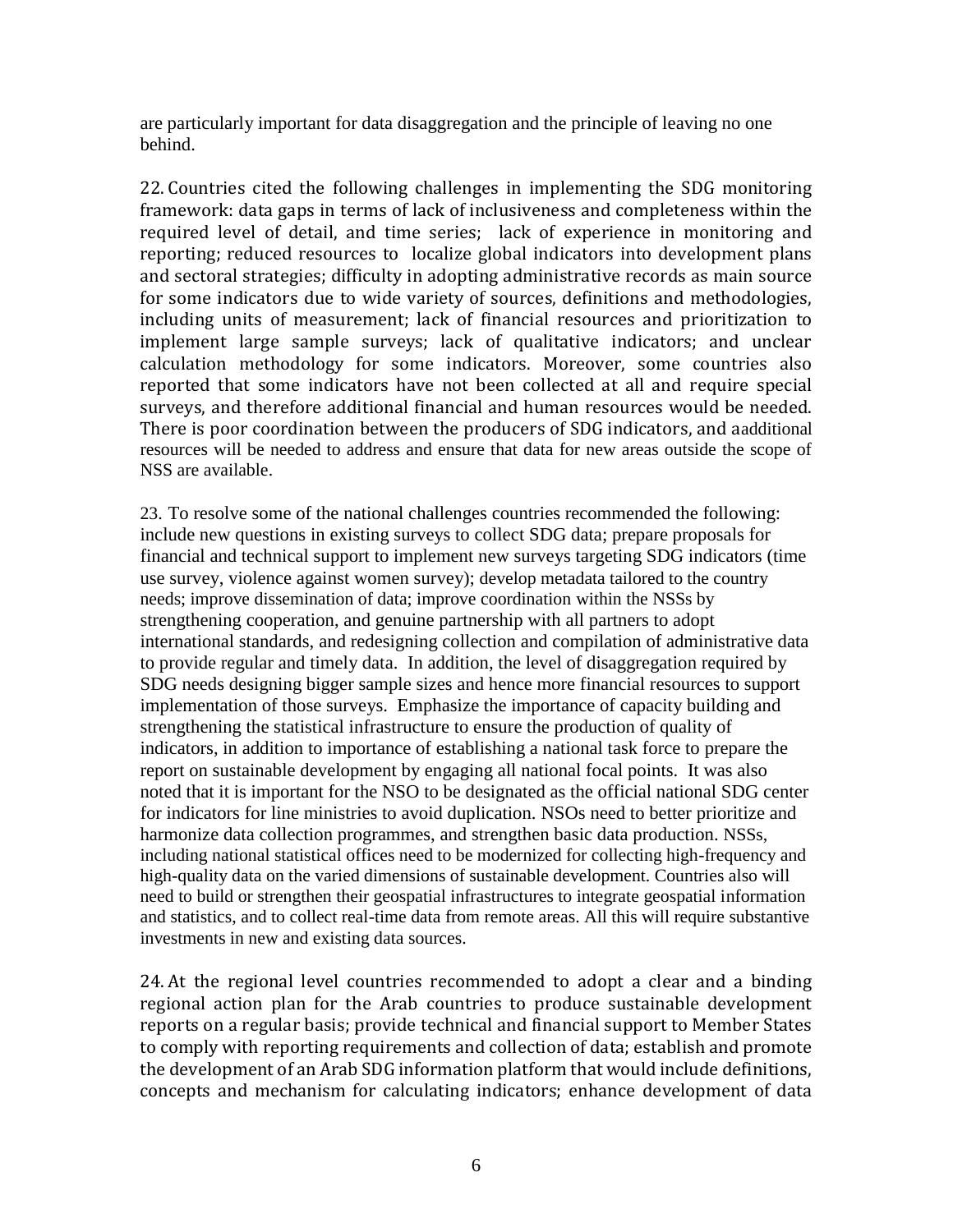are particularly important for data disaggregation and the principle of leaving no one behind.

22. Countries cited the following challenges in implementing the SDG monitoring framework: data gaps in terms of lack of inclusiveness and completeness within the required level of detail, and time series; lack of experience in monitoring and reporting; reduced resources to localize global indicators into development plans and sectoral strategies; difficulty in adopting administrative records as main source for some indicators due to wide variety of sources, definitions and methodologies, including units of measurement; lack of financial resources and prioritization to implement large sample surveys; lack of qualitative indicators; and unclear calculation methodology for some indicators. Moreover, some countries also reported that some indicators have not been collected at all and require special surveys, and therefore additional financial and human resources would be needed. There is poor coordination between the producers of SDG indicators, and aadditional resources will be needed to address and ensure that data for new areas outside the scope of NSS are available.

23. To resolve some of the national challenges countries recommended the following: include new questions in existing surveys to collect SDG data; prepare proposals for financial and technical support to implement new surveys targeting SDG indicators (time use survey, violence against women survey); develop metadata tailored to the country needs; improve dissemination of data; improve coordination within the NSSs by strengthening cooperation, and genuine partnership with all partners to adopt international standards, and redesigning collection and compilation of administrative data to provide regular and timely data. In addition, the level of disaggregation required by SDG needs designing bigger sample sizes and hence more financial resources to support implementation of those surveys. Emphasize the importance of capacity building and strengthening the statistical infrastructure to ensure the production of quality of indicators, in addition to importance of establishing a national task force to prepare the report on sustainable development by engaging all national focal points. It was also noted that it is important for the NSO to be designated as the official national SDG center for indicators for line ministries to avoid duplication. NSOs need to better prioritize and harmonize data collection programmes, and strengthen basic data production. NSSs, including national statistical offices need to be modernized for collecting high-frequency and high-quality data on the varied dimensions of sustainable development. Countries also will need to build or strengthen their geospatial infrastructures to integrate geospatial information and statistics, and to collect real-time data from remote areas. All this will require substantive investments in new and existing data sources.

24. At the regional level countries recommended to adopt a clear and a binding regional action plan for the Arab countries to produce sustainable development reports on a regular basis; provide technical and financial support to Member States to comply with reporting requirements and collection of data; establish and promote the development of an Arab SDG information platform that would include definitions, concepts and mechanism for calculating indicators; enhance development of data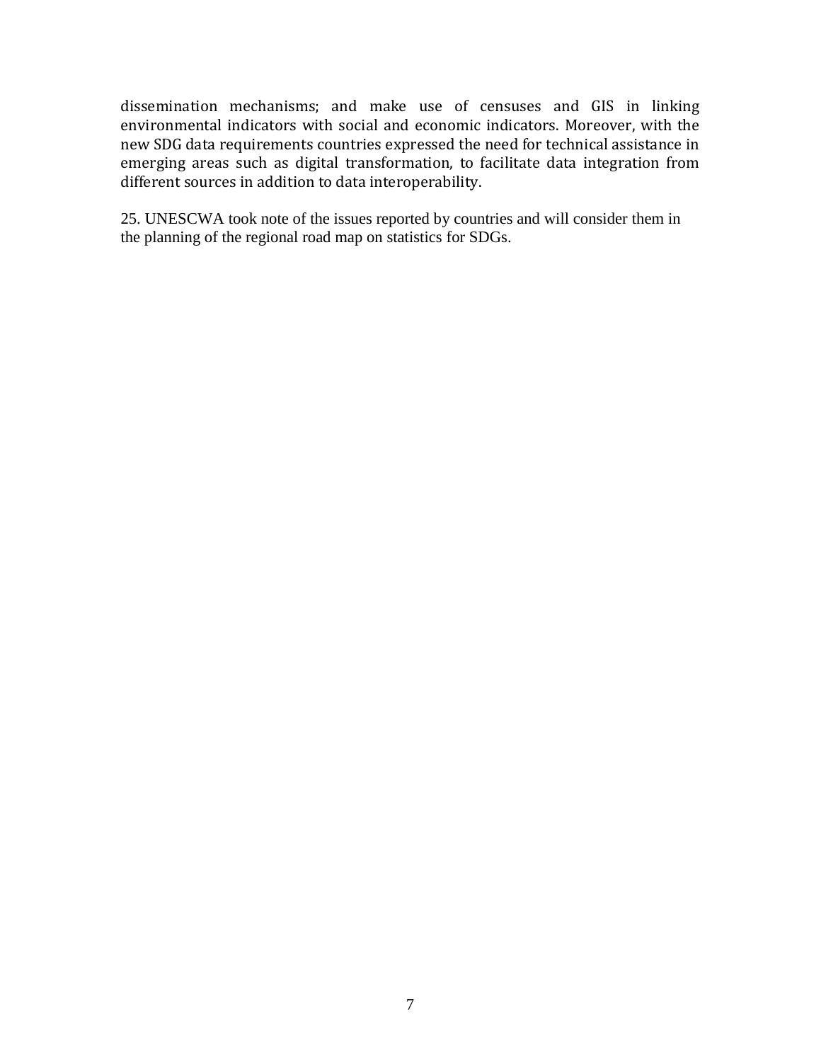dissemination mechanisms; and make use of censuses and GIS in linking environmental indicators with social and economic indicators. Moreover, with the new SDG data requirements countries expressed the need for technical assistance in emerging areas such as digital transformation, to facilitate data integration from different sources in addition to data interoperability.

25. UNESCWA took note of the issues reported by countries and will consider them in the planning of the regional road map on statistics for SDGs.